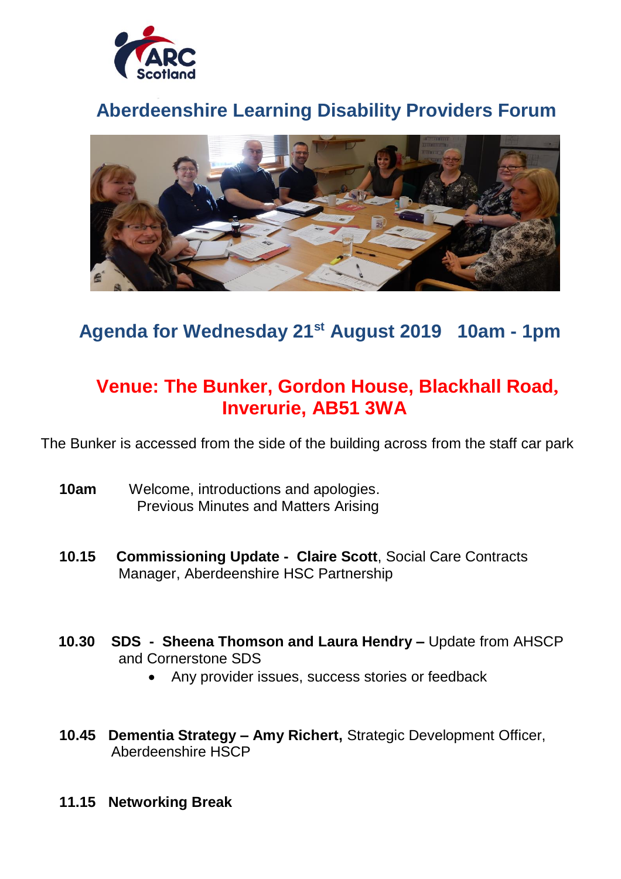ARC Scotland

# Aberdeenshire Learning Disability Providers Forum

## Agenda for Wednesday 21st August 2019 10am - 1pm

## Venue: The Bunker, Gordon House, Blackhall Road, Inverurie, AB51 3WA

The Bunker is accessed from the side of the building across from the staff car park

**10am** Welcome, introductions and apologies.
Previous Minutes and Matters Arising

**10.15 Commissioning Update - Claire Scott**, Social Care Contracts Manager, Aberdeenshire HSC Partnership

**10.30 SDS - Sheena Thomson and Laura Hendry –** Update from AHSCP and Cornerstone SDS

- Any provider issues, success stories or feedback

**10.45 Dementia Strategy – Amy Richert,** Strategic Development Officer, Aberdeenshire HSCP

**11.15 Networking Break**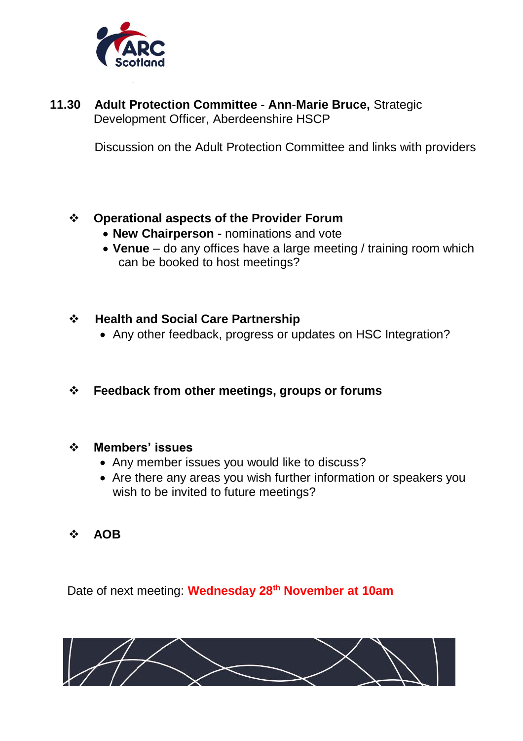**11.30 Adult Protection Committee - Ann-Marie Bruce,** Strategic Development Officer, Aberdeenshire HSCP

Discussion on the Adult Protection Committee and links with providers

- **Operational aspects of the Provider Forum**
  - **New Chairperson -** nominations and vote
  - **Venue** – do any offices have a large meeting / training room which can be booked to host meetings?

- **Health and Social Care Partnership**
  - Any other feedback, progress or updates on HSC Integration?

- **Feedback from other meetings, groups or forums**

- **Members' issues**
  - Any member issues you would like to discuss?
  - Are there any areas you wish further information or speakers you wish to be invited to future meetings?

- **AOB**

Date of next meeting: **Wednesday 28th November at 10am**